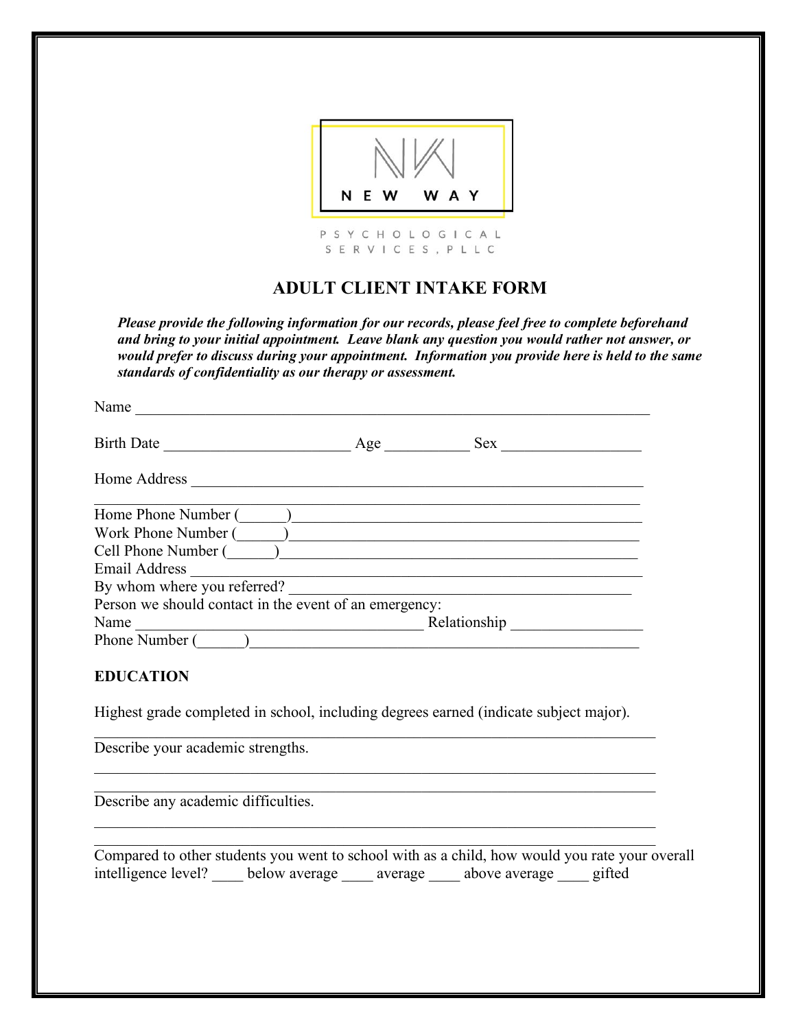NEW WAY

PSYCHOLOGICAL SERVICES, PLLC

# ADULT CLIENT INTAKE FORM

***Please provide the following information for our records, please feel free to complete beforehand and bring to your initial appointment. Leave blank any question you would rather not answer, or would prefer to discuss during your appointment. Information you provide here is held to the same standards of confidentiality as our therapy or assessment.***

Name ______________________________________________________________________

Birth Date ________________________ Age ___________ Sex __________________

Home Address ____________________________________________________________
_________________________________________________________________________

Home Phone Number (______)_______________________________________________

Work Phone Number (______)_______________________________________________

Cell Phone Number (______)________________________________________________

Email Address ____________________________________________________________

By whom where you referred? _____________________________________________

Person we should contact in the event of an emergency:

Name _______________________________________ Relationship _________________

Phone Number (______)____________________________________________________

**EDUCATION**

Highest grade completed in school, including degrees earned (indicate subject major).
___________________________________________________________________________

Describe your academic strengths.
___________________________________________________________________________
___________________________________________________________________________

Describe any academic difficulties.
___________________________________________________________________________
___________________________________________________________________________

Compared to other students you went to school with as a child, how would you rate your overall intelligence level? ____ below average ____ average ____ above average ____ gifted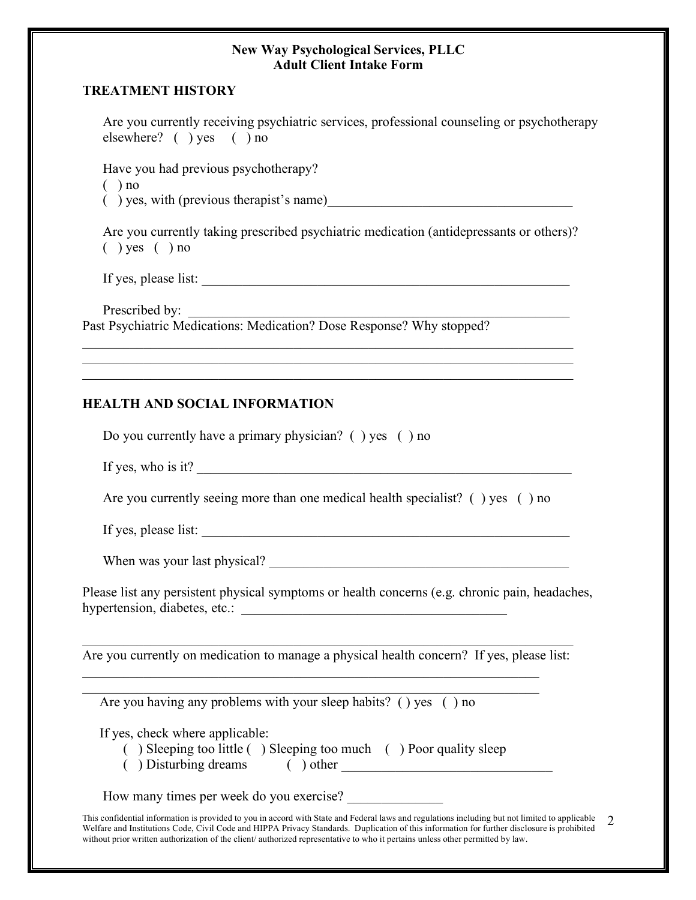**New Way Psychological Services, PLLC**
**Adult Client Intake Form**

## TREATMENT HISTORY

Are you currently receiving psychiatric services, professional counseling or psychotherapy elsewhere? ( ) yes ( ) no

Have you had previous psychotherapy?
( ) no
( ) yes, with (previous therapist's name)_____________________________________

Are you currently taking prescribed psychiatric medication (antidepressants or others)?
( ) yes ( ) no

If yes, please list: ________________________________________________________

Prescribed by: ________________________________________________________

Past Psychiatric Medications: Medication? Dose Response? Why stopped?

___________________________________________________________________________
___________________________________________________________________________
___________________________________________________________________________

## HEALTH AND SOCIAL INFORMATION

Do you currently have a primary physician? ( ) yes ( ) no

If yes, who is it? ________________________________________________________

Are you currently seeing more than one medical health specialist? ( ) yes ( ) no

If yes, please list: ________________________________________________________

When was your last physical? ____________________________________________

Please list any persistent physical symptoms or health concerns (e.g. chronic pain, headaches, hypertension, diabetes, etc.: ________________________________________

___________________________________________________________________________

Are you currently on medication to manage a physical health concern? If yes, please list:

___________________________________________________________________________
___________________________________________________________________________

Are you having any problems with your sleep habits? ( ) yes ( ) no

If yes, check where applicable:
( ) Sleeping too little ( ) Sleeping too much ( ) Poor quality sleep
( ) Disturbing dreams ( ) other ________________________________

How many times per week do you exercise? ______________

This confidential information is provided to you in accord with State and Federal laws and regulations including but not limited to applicable Welfare and Institutions Code, Civil Code and HIPPA Privacy Standards. Duplication of this information for further disclosure is prohibited without prior written authorization of the client/ authorized representative to who it pertains unless other permitted by law.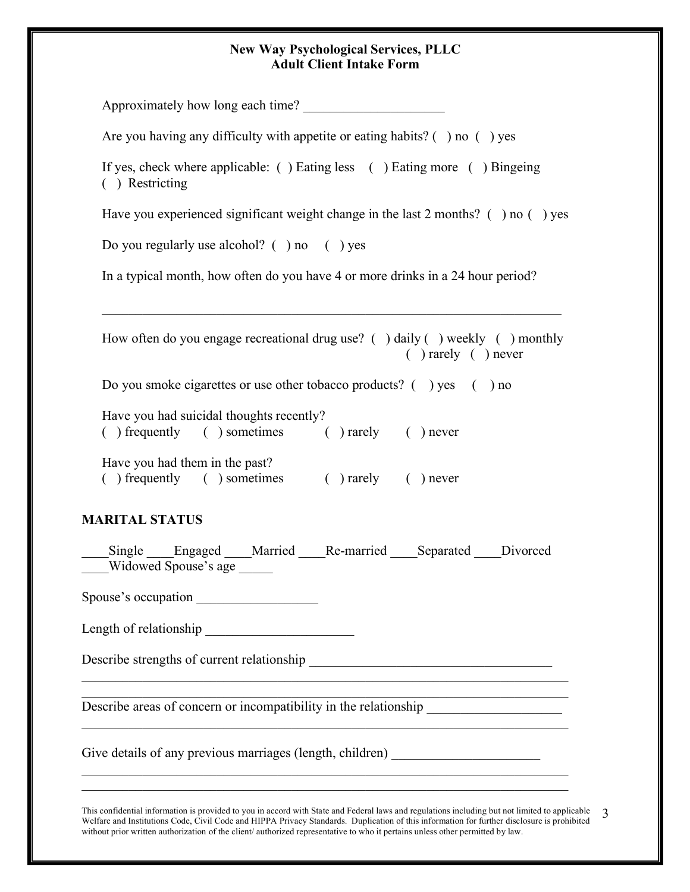**New Way Psychological Services, PLLC**
**Adult Client Intake Form**

Approximately how long each time? _____________________

Are you having any difficulty with appetite or eating habits? ( ) no ( ) yes

If yes, check where applicable: ( ) Eating less ( ) Eating more ( ) Bingeing ( ) Restricting

Have you experienced significant weight change in the last 2 months? ( ) no ( ) yes

Do you regularly use alcohol? ( ) no ( ) yes

In a typical month, how often do you have 4 or more drinks in a 24 hour period?

_____________________________________________________________________

How often do you engage recreational drug use? ( ) daily ( ) weekly ( ) monthly ( ) rarely ( ) never

Do you smoke cigarettes or use other tobacco products? ( ) yes ( ) no

Have you had suicidal thoughts recently?
( ) frequently ( ) sometimes ( ) rarely ( ) never

Have you had them in the past?
( ) frequently ( ) sometimes ( ) rarely ( ) never

## MARITAL STATUS

____Single ____Engaged ____Married ____Re-married ____Separated ____Divorced ____Widowed Spouse's age _____

Spouse's occupation __________________

Length of relationship ______________________

Describe strengths of current relationship ____________________________________

_____________________________________________________________________

_____________________________________________________________________

Describe areas of concern or incompatibility in the relationship ____________________

_____________________________________________________________________

Give details of any previous marriages (length, children) ______________________

_____________________________________________________________________

_____________________________________________________________________

This confidential information is provided to you in accord with State and Federal laws and regulations including but not limited to applicable Welfare and Institutions Code, Civil Code and HIPPA Privacy Standards. Duplication of this information for further disclosure is prohibited without prior written authorization of the client/ authorized representative to who it pertains unless other permitted by law.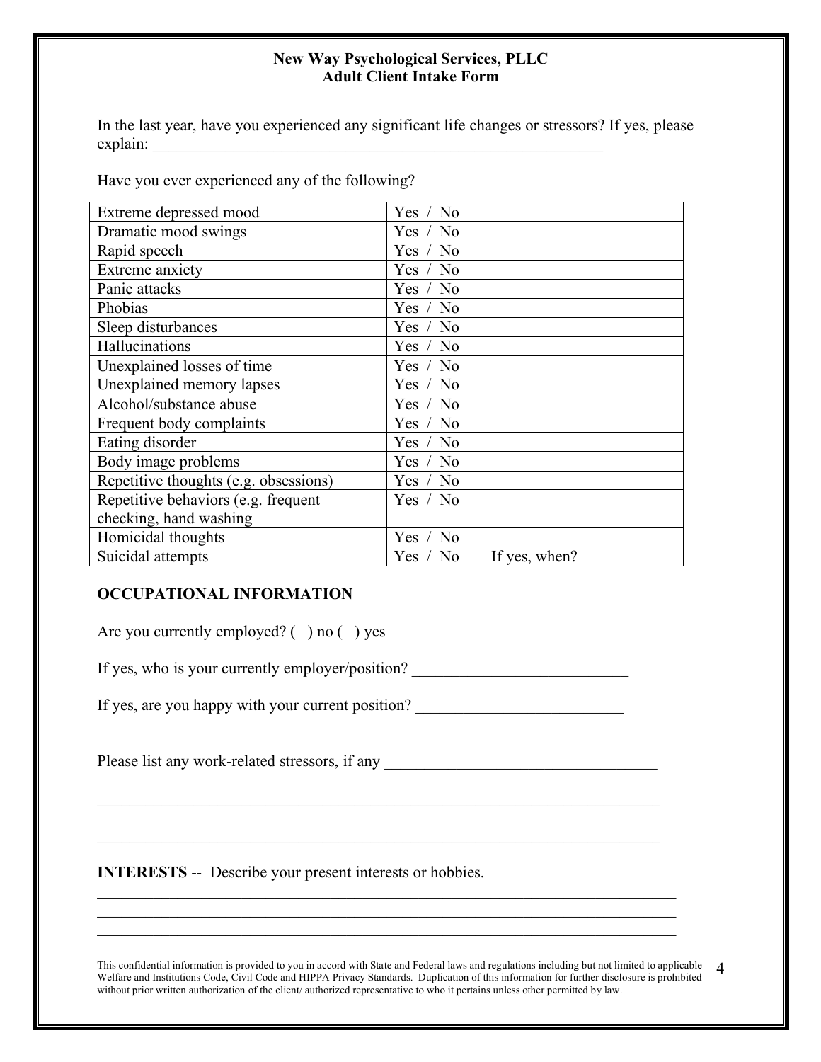**New Way Psychological Services, PLLC**
**Adult Client Intake Form**

In the last year, have you experienced any significant life changes or stressors? If yes, please explain: ___________________________________________________________

Have you ever experienced any of the following?

| | |
|---|---|
| Extreme depressed mood | Yes / No |
| Dramatic mood swings | Yes / No |
| Rapid speech | Yes / No |
| Extreme anxiety | Yes / No |
| Panic attacks | Yes / No |
| Phobias | Yes / No |
| Sleep disturbances | Yes / No |
| Hallucinations | Yes / No |
| Unexplained losses of time | Yes / No |
| Unexplained memory lapses | Yes / No |
| Alcohol/substance abuse | Yes / No |
| Frequent body complaints | Yes / No |
| Eating disorder | Yes / No |
| Body image problems | Yes / No |
| Repetitive thoughts (e.g. obsessions) | Yes / No |
| Repetitive behaviors (e.g. frequent checking, hand washing | Yes / No |
| Homicidal thoughts | Yes / No |
| Suicidal attempts | Yes / No If yes, when? |

## OCCUPATIONAL INFORMATION

Are you currently employed? ( ) no ( ) yes

If yes, who is your currently employer/position? ___________________________

If yes, are you happy with your current position? __________________________

Please list any work-related stressors, if any ___________________________________

________________________________________________________________________

________________________________________________________________________

**INTERESTS** -- Describe your present interests or hobbies.

________________________________________________________________________
________________________________________________________________________
________________________________________________________________________

This confidential information is provided to you in accord with State and Federal laws and regulations including but not limited to applicable Welfare and Institutions Code, Civil Code and HIPPA Privacy Standards. Duplication of this information for further disclosure is prohibited without prior written authorization of the client/ authorized representative to who it pertains unless other permitted by law.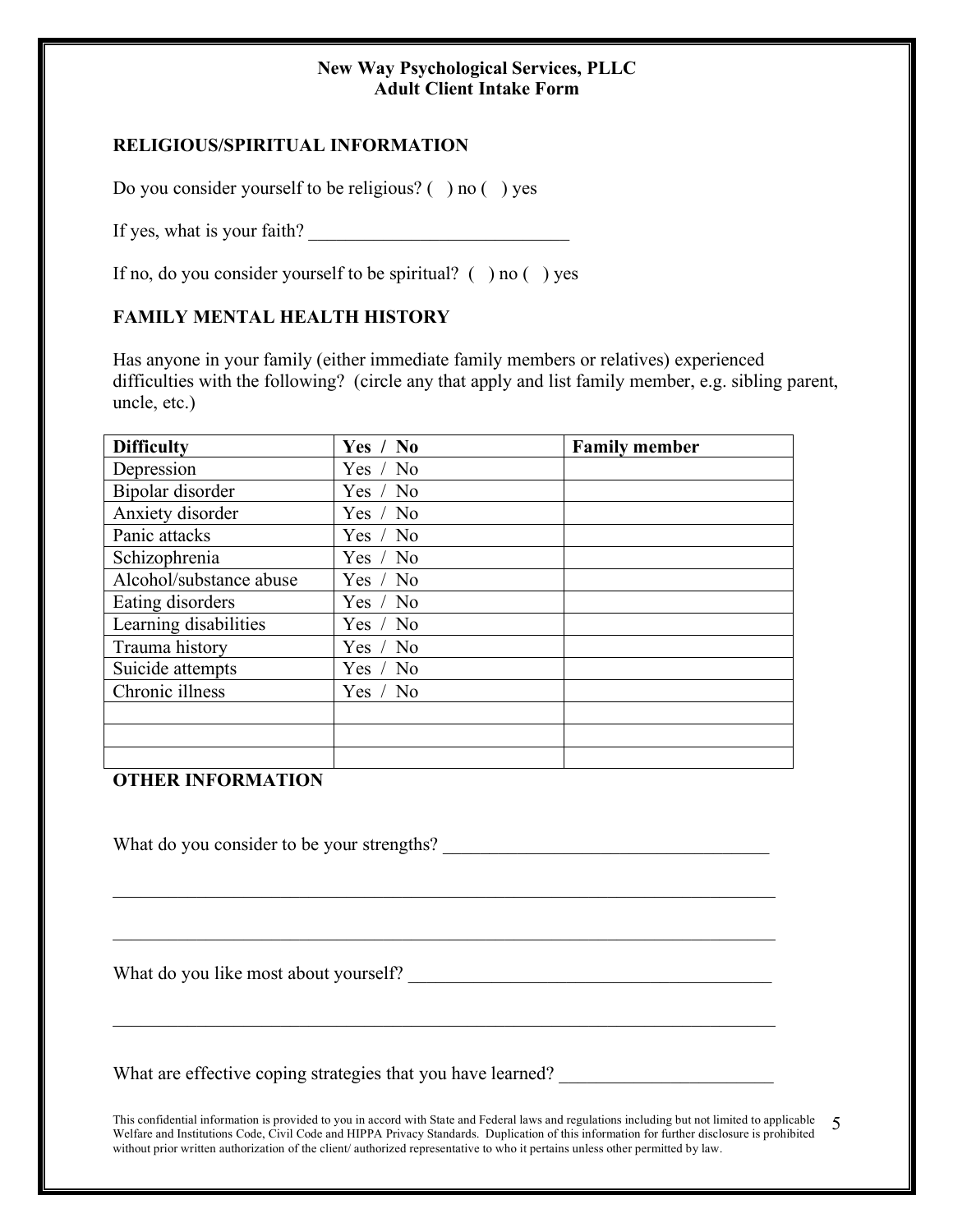**New Way Psychological Services, PLLC**
**Adult Client Intake Form**

## RELIGIOUS/SPIRITUAL INFORMATION

Do you consider yourself to be religious? ( ) no ( ) yes

If yes, what is your faith? ____________________________

If no, do you consider yourself to be spiritual? ( ) no ( ) yes

## FAMILY MENTAL HEALTH HISTORY

Has anyone in your family (either immediate family members or relatives) experienced difficulties with the following? (circle any that apply and list family member, e.g. sibling parent, uncle, etc.)

| Difficulty | Yes / No | Family member |
|---|---|---|
| Depression | Yes / No | |
| Bipolar disorder | Yes / No | |
| Anxiety disorder | Yes / No | |
| Panic attacks | Yes / No | |
| Schizophrenia | Yes / No | |
| Alcohol/substance abuse | Yes / No | |
| Eating disorders | Yes / No | |
| Learning disabilities | Yes / No | |
| Trauma history | Yes / No | |
| Suicide attempts | Yes / No | |
| Chronic illness | Yes / No | |
| | | |
| | | |
| | | |

## OTHER INFORMATION

What do you consider to be your strengths? ___________________________________

_________________________________________________________________________

_________________________________________________________________________

What do you like most about yourself? ________________________________________

_________________________________________________________________________

What are effective coping strategies that you have learned? _______________________

This confidential information is provided to you in accord with State and Federal laws and regulations including but not limited to applicable Welfare and Institutions Code, Civil Code and HIPPA Privacy Standards. Duplication of this information for further disclosure is prohibited without prior written authorization of the client/ authorized representative to who it pertains unless other permitted by law.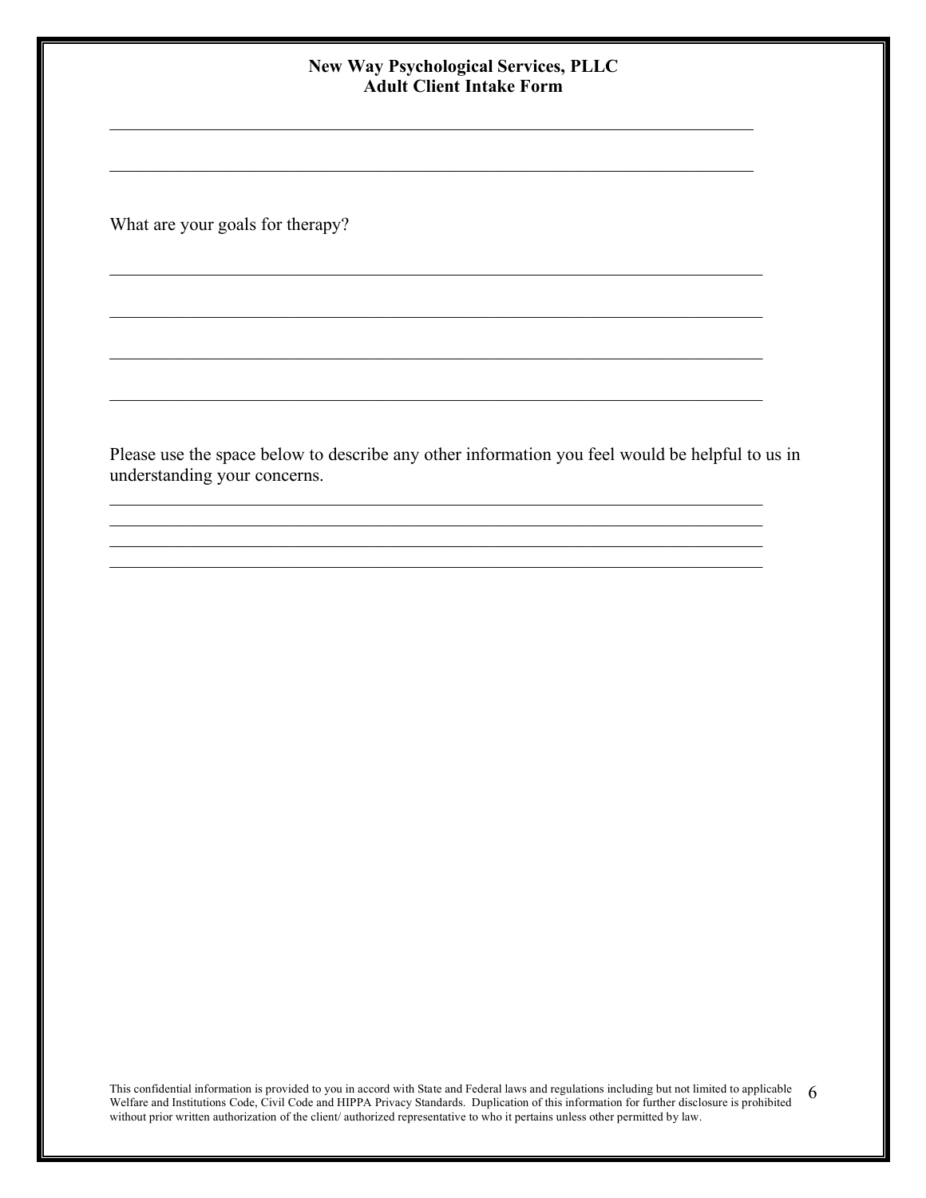**New Way Psychological Services, PLLC**
**Adult Client Intake Form**

\_\_\_\_\_\_\_\_\_\_\_\_\_\_\_\_\_\_\_\_\_\_\_\_\_\_\_\_\_\_\_\_\_\_\_\_\_\_\_\_\_\_\_\_\_\_\_\_\_\_\_\_\_\_\_\_\_\_\_\_\_\_\_\_\_\_\_\_\_\_

\_\_\_\_\_\_\_\_\_\_\_\_\_\_\_\_\_\_\_\_\_\_\_\_\_\_\_\_\_\_\_\_\_\_\_\_\_\_\_\_\_\_\_\_\_\_\_\_\_\_\_\_\_\_\_\_\_\_\_\_\_\_\_\_\_\_\_\_\_\_

What are your goals for therapy?

\_\_\_\_\_\_\_\_\_\_\_\_\_\_\_\_\_\_\_\_\_\_\_\_\_\_\_\_\_\_\_\_\_\_\_\_\_\_\_\_\_\_\_\_\_\_\_\_\_\_\_\_\_\_\_\_\_\_\_\_\_\_\_\_\_\_\_\_\_\_

\_\_\_\_\_\_\_\_\_\_\_\_\_\_\_\_\_\_\_\_\_\_\_\_\_\_\_\_\_\_\_\_\_\_\_\_\_\_\_\_\_\_\_\_\_\_\_\_\_\_\_\_\_\_\_\_\_\_\_\_\_\_\_\_\_\_\_\_\_\_

\_\_\_\_\_\_\_\_\_\_\_\_\_\_\_\_\_\_\_\_\_\_\_\_\_\_\_\_\_\_\_\_\_\_\_\_\_\_\_\_\_\_\_\_\_\_\_\_\_\_\_\_\_\_\_\_\_\_\_\_\_\_\_\_\_\_\_\_\_\_

\_\_\_\_\_\_\_\_\_\_\_\_\_\_\_\_\_\_\_\_\_\_\_\_\_\_\_\_\_\_\_\_\_\_\_\_\_\_\_\_\_\_\_\_\_\_\_\_\_\_\_\_\_\_\_\_\_\_\_\_\_\_\_\_\_\_\_\_\_\_

Please use the space below to describe any other information you feel would be helpful to us in understanding your concerns.

\_\_\_\_\_\_\_\_\_\_\_\_\_\_\_\_\_\_\_\_\_\_\_\_\_\_\_\_\_\_\_\_\_\_\_\_\_\_\_\_\_\_\_\_\_\_\_\_\_\_\_\_\_\_\_\_\_\_\_\_\_\_\_\_\_\_\_\_\_\_

\_\_\_\_\_\_\_\_\_\_\_\_\_\_\_\_\_\_\_\_\_\_\_\_\_\_\_\_\_\_\_\_\_\_\_\_\_\_\_\_\_\_\_\_\_\_\_\_\_\_\_\_\_\_\_\_\_\_\_\_\_\_\_\_\_\_\_\_\_\_

\_\_\_\_\_\_\_\_\_\_\_\_\_\_\_\_\_\_\_\_\_\_\_\_\_\_\_\_\_\_\_\_\_\_\_\_\_\_\_\_\_\_\_\_\_\_\_\_\_\_\_\_\_\_\_\_\_\_\_\_\_\_\_\_\_\_\_\_\_\_

\_\_\_\_\_\_\_\_\_\_\_\_\_\_\_\_\_\_\_\_\_\_\_\_\_\_\_\_\_\_\_\_\_\_\_\_\_\_\_\_\_\_\_\_\_\_\_\_\_\_\_\_\_\_\_\_\_\_\_\_\_\_\_\_\_\_\_\_\_\_

This confidential information is provided to you in accord with State and Federal laws and regulations including but not limited to applicable Welfare and Institutions Code, Civil Code and HIPPA Privacy Standards. Duplication of this information for further disclosure is prohibited without prior written authorization of the client/ authorized representative to who it pertains unless other permitted by law.